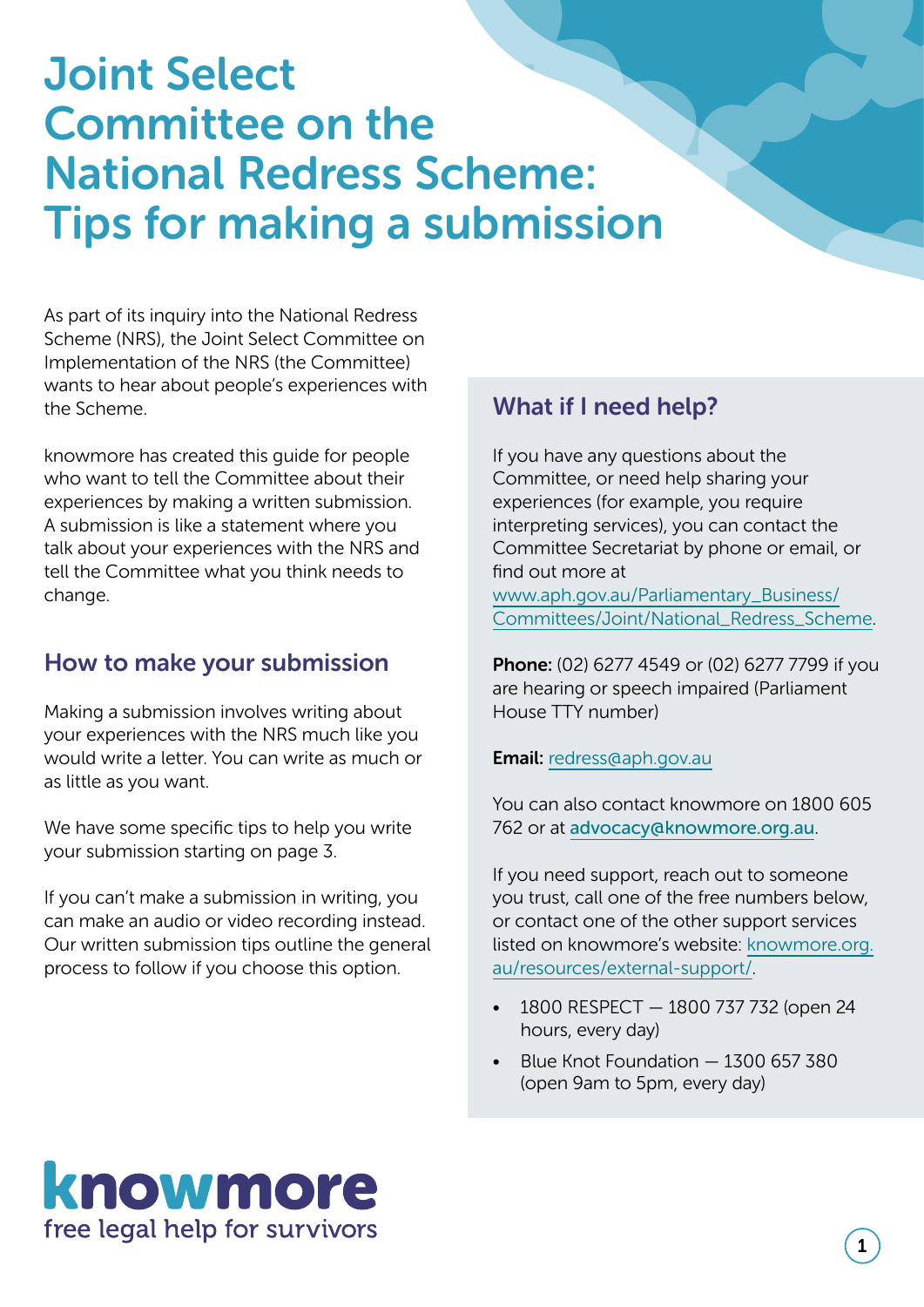# Joint Select Committee on the National Redress Scheme: Tips for making a submission

As part of its inquiry into the National Redress Scheme (NRS), the Joint Select Committee on Implementation of the NRS (the Committee) wants to hear about people's experiences with the Scheme.

knowmore has created this guide for people who want to tell the Committee about their experiences by making a written submission. A submission is like a statement where you talk about your experiences with the NRS and tell the Committee what you think needs to change.

## How to make your submission

Making a submission involves writing about your experiences with the NRS much like you would write a letter. You can write as much or as little as you want.

We have some specific tips to help you write your submission starting on page 3.

If you can't make a submission in writing, you can make an audio or video recording instead. Our written submission tips outline the general process to follow if you choose this option.

## What if I need help?

If you have any questions about the Committee, or need help sharing your experiences (for example, you require interpreting services), you can contact the Committee Secretariat by phone or email, or find out more at www.aph.gov.au/Parliamentary_Business/Committees/Joint/National_Redress_Scheme.

**Phone:** (02) 6277 4549 or (02) 6277 7799 if you are hearing or speech impaired (Parliament House TTY number)

**Email:** redress@aph.gov.au

You can also contact knowmore on 1800 605 762 or at **advocacy@knowmore.org.au**.

If you need support, reach out to someone you trust, call one of the free numbers below, or contact one of the other support services listed on knowmore's website: knowmore.org.au/resources/external-support/.

- 1800 RESPECT — 1800 737 732 (open 24 hours, every day)
- Blue Knot Foundation — 1300 657 380 (open 9am to 5pm, every day)

**knowmore**
free legal help for survivors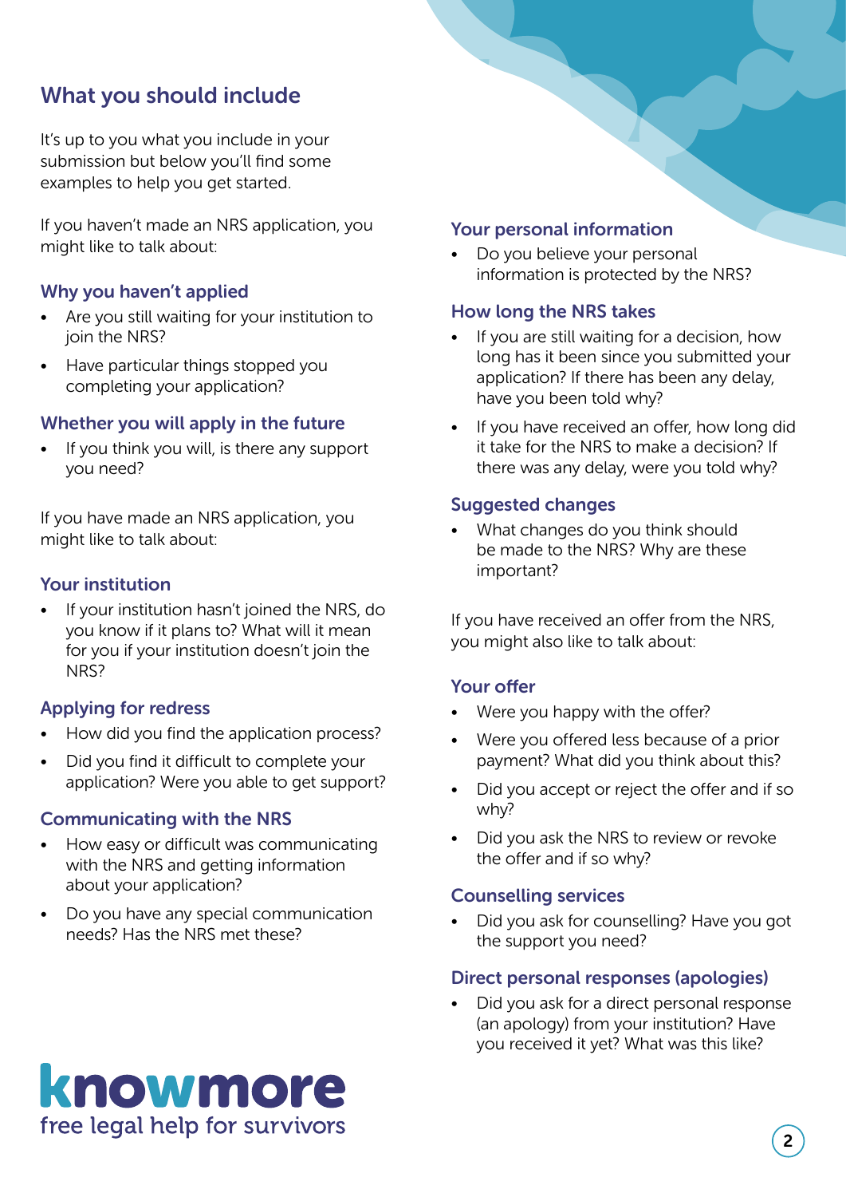## What you should include

It's up to you what you include in your submission but below you'll find some examples to help you get started.

If you haven't made an NRS application, you might like to talk about:

### Why you haven't applied

- Are you still waiting for your institution to join the NRS?
- Have particular things stopped you completing your application?

### Whether you will apply in the future

- If you think you will, is there any support you need?

If you have made an NRS application, you might like to talk about:

### Your institution

- If your institution hasn't joined the NRS, do you know if it plans to? What will it mean for you if your institution doesn't join the NRS?

### Applying for redress

- How did you find the application process?
- Did you find it difficult to complete your application? Were you able to get support?

### Communicating with the NRS

- How easy or difficult was communicating with the NRS and getting information about your application?
- Do you have any special communication needs? Has the NRS met these?

### Your personal information

- Do you believe your personal information is protected by the NRS?

### How long the NRS takes

- If you are still waiting for a decision, how long has it been since you submitted your application? If there has been any delay, have you been told why?
- If you have received an offer, how long did it take for the NRS to make a decision? If there was any delay, were you told why?

### Suggested changes

- What changes do you think should be made to the NRS? Why are these important?

If you have received an offer from the NRS, you might also like to talk about:

### Your offer

- Were you happy with the offer?
- Were you offered less because of a prior payment? What did you think about this?
- Did you accept or reject the offer and if so why?
- Did you ask the NRS to review or revoke the offer and if so why?

### Counselling services

- Did you ask for counselling? Have you got the support you need?

### Direct personal responses (apologies)

- Did you ask for a direct personal response (an apology) from your institution? Have you received it yet? What was this like?

knowmore
free legal help for survivors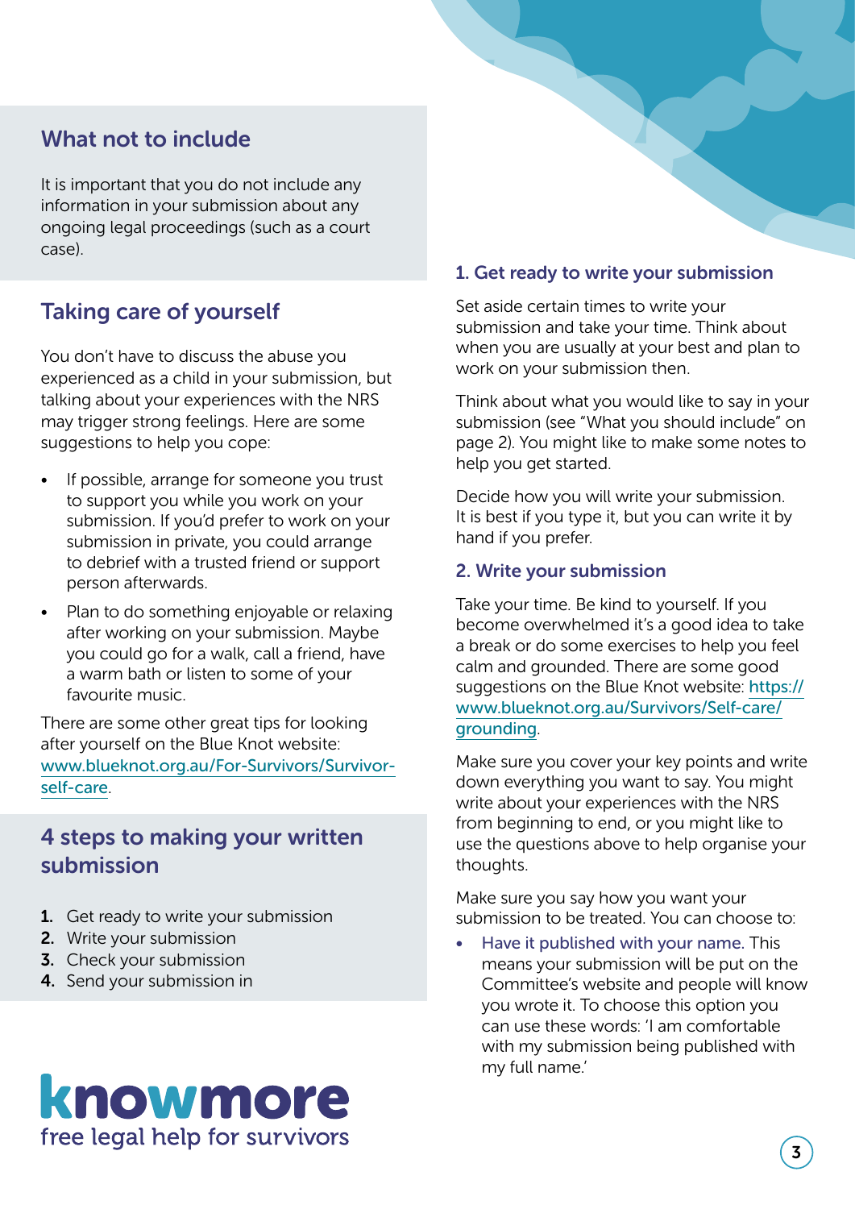## What not to include

It is important that you do not include any information in your submission about any ongoing legal proceedings (such as a court case).

## Taking care of yourself

You don't have to discuss the abuse you experienced as a child in your submission, but talking about your experiences with the NRS may trigger strong feelings. Here are some suggestions to help you cope:

- If possible, arrange for someone you trust to support you while you work on your submission. If you'd prefer to work on your submission in private, you could arrange to debrief with a trusted friend or support person afterwards.
- Plan to do something enjoyable or relaxing after working on your submission. Maybe you could go for a walk, call a friend, have a warm bath or listen to some of your favourite music.

There are some other great tips for looking after yourself on the Blue Knot website: www.blueknot.org.au/For-Survivors/Survivor-self-care.

## 4 steps to making your written submission

1. Get ready to write your submission
2. Write your submission
3. Check your submission
4. Send your submission in

**knowmore**
free legal help for survivors

### 1. Get ready to write your submission

Set aside certain times to write your submission and take your time. Think about when you are usually at your best and plan to work on your submission then.

Think about what you would like to say in your submission (see "What you should include" on page 2). You might like to make some notes to help you get started.

Decide how you will write your submission. It is best if you type it, but you can write it by hand if you prefer.

### 2. Write your submission

Take your time. Be kind to yourself. If you become overwhelmed it's a good idea to take a break or do some exercises to help you feel calm and grounded. There are some good suggestions on the Blue Knot website: https://www.blueknot.org.au/Survivors/Self-care/grounding.

Make sure you cover your key points and write down everything you want to say. You might write about your experiences with the NRS from beginning to end, or you might like to use the questions above to help organise your thoughts.

Make sure you say how you want your submission to be treated. You can choose to:

- Have it published with your name. This means your submission will be put on the Committee's website and people will know you wrote it. To choose this option you can use these words: 'I am comfortable with my submission being published with my full name.'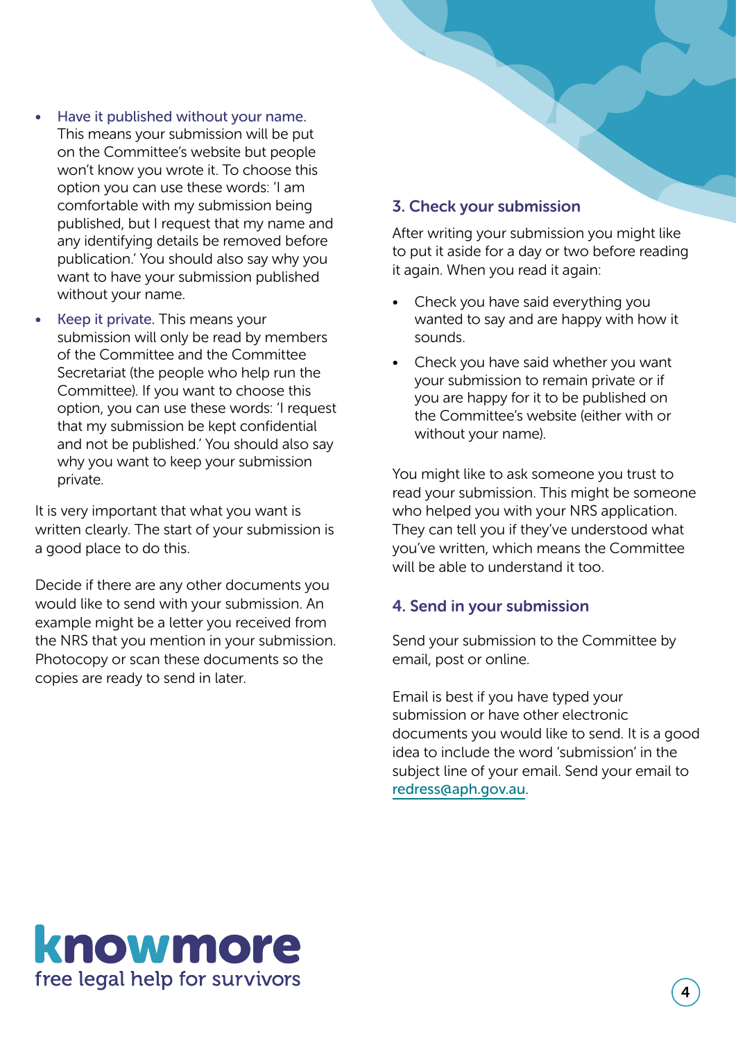- Have it published without your name. This means your submission will be put on the Committee's website but people won't know you wrote it. To choose this option you can use these words: 'I am comfortable with my submission being published, but I request that my name and any identifying details be removed before publication.' You should also say why you want to have your submission published without your name.
- Keep it private. This means your submission will only be read by members of the Committee and the Committee Secretariat (the people who help run the Committee). If you want to choose this option, you can use these words: 'I request that my submission be kept confidential and not be published.' You should also say why you want to keep your submission private.

It is very important that what you want is written clearly. The start of your submission is a good place to do this.

Decide if there are any other documents you would like to send with your submission. An example might be a letter you received from the NRS that you mention in your submission. Photocopy or scan these documents so the copies are ready to send in later.

### 3. Check your submission

After writing your submission you might like to put it aside for a day or two before reading it again. When you read it again:

- Check you have said everything you wanted to say and are happy with how it sounds.
- Check you have said whether you want your submission to remain private or if you are happy for it to be published on the Committee's website (either with or without your name).

You might like to ask someone you trust to read your submission. This might be someone who helped you with your NRS application. They can tell you if they've understood what you've written, which means the Committee will be able to understand it too.

### 4. Send in your submission

Send your submission to the Committee by email, post or online.

Email is best if you have typed your submission or have other electronic documents you would like to send. It is a good idea to include the word 'submission' in the subject line of your email. Send your email to redress@aph.gov.au.

knowmore
free legal help for survivors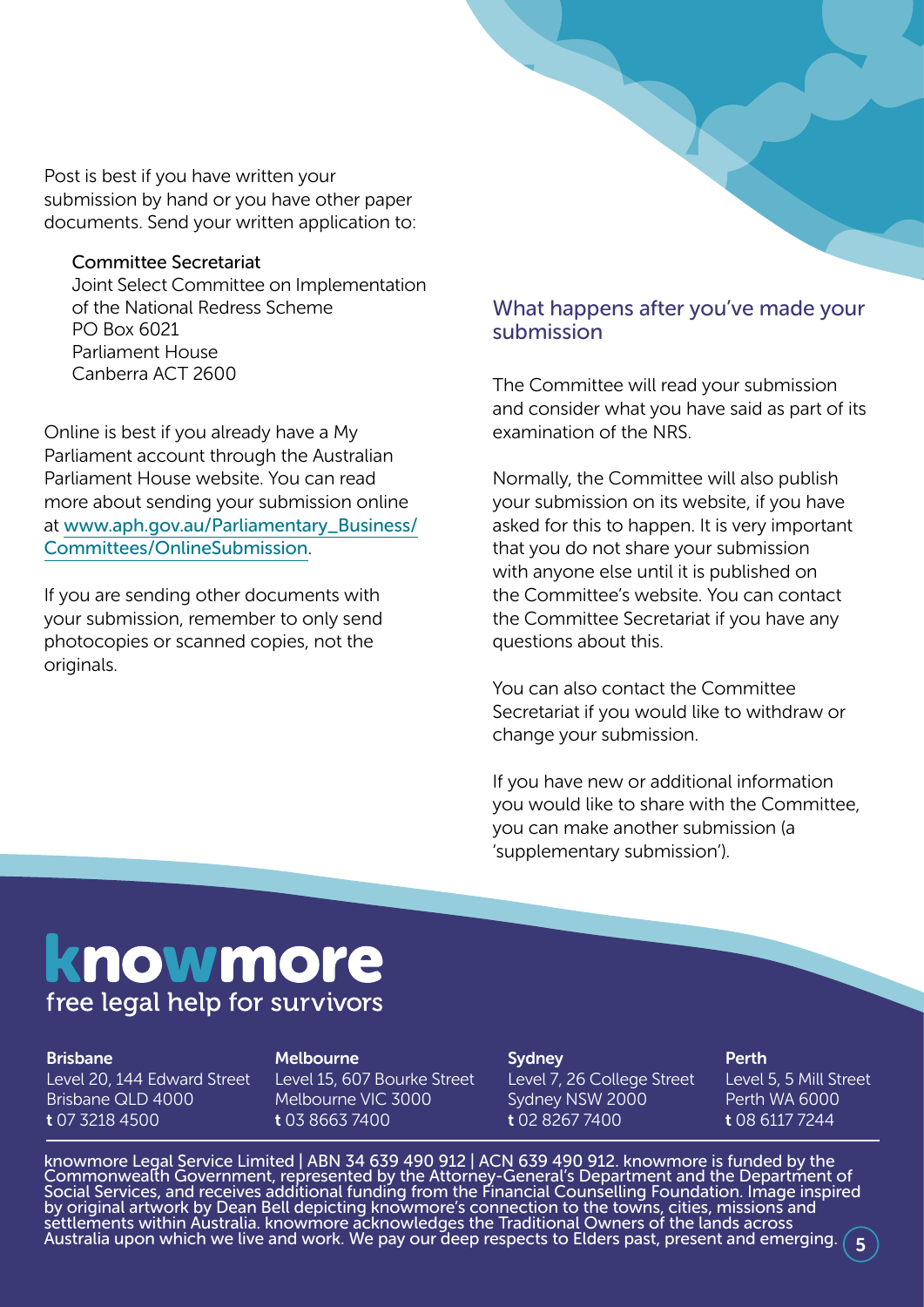Post is best if you have written your submission by hand or you have other paper documents. Send your written application to:

> Committee Secretariat
> Joint Select Committee on Implementation of the National Redress Scheme
> PO Box 6021
> Parliament House
> Canberra ACT 2600

Online is best if you already have a My Parliament account through the Australian Parliament House website. You can read more about sending your submission online at www.aph.gov.au/Parliamentary_Business/Committees/OnlineSubmission.

If you are sending other documents with your submission, remember to only send photocopies or scanned copies, not the originals.

## What happens after you've made your submission

The Committee will read your submission and consider what you have said as part of its examination of the NRS.

Normally, the Committee will also publish your submission on its website, if you have asked for this to happen. It is very important that you do not share your submission with anyone else until it is published on the Committee's website. You can contact the Committee Secretariat if you have any questions about this.

You can also contact the Committee Secretariat if you would like to withdraw or change your submission.

If you have new or additional information you would like to share with the Committee, you can make another submission (a 'supplementary submission').

# knowmore

free legal help for survivors

**Brisbane**
Level 20, 144 Edward Street
Brisbane QLD 4000
**t** 07 3218 4500

**Melbourne**
Level 15, 607 Bourke Street
Melbourne VIC 3000
**t** 03 8663 7400

**Sydney**
Level 7, 26 College Street
Sydney NSW 2000
**t** 02 8267 7400

**Perth**
Level 5, 5 Mill Street
Perth WA 6000
**t** 08 6117 7244

knowmore Legal Service Limited | ABN 34 639 490 912 | ACN 639 490 912. knowmore is funded by the Commonwealth Government, represented by the Attorney-General's Department and the Department of Social Services, and receives additional funding from the Financial Counselling Foundation. Image inspired by original artwork by Dean Bell depicting knowmore's connection to the towns, cities, missions and settlements within Australia. knowmore acknowledges the Traditional Owners of the lands across Australia upon which we live and work. We pay our deep respects to Elders past, present and emerging.